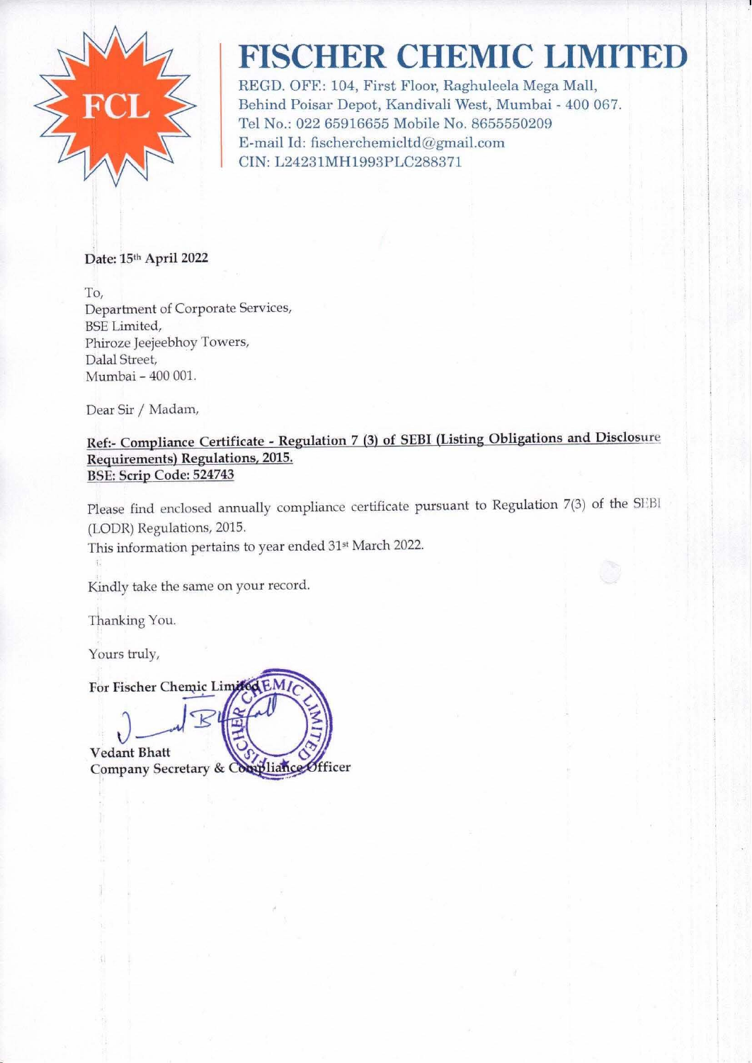# FISCHER CHEMIC LIMITED

REGD. OFF.: 104, First Floor, Raghuleela Mega Mall,
Behind Poisar Depot, Kandivali West, Mumbai - 400 067.
Tel No.: 022 65916655 Mobile No. 8655550209
E-mail Id: fischerchemicltd@gmail.com
CIN: L24231MH1993PLC288371

**Date: 15th April 2022**

To,
Department of Corporate Services,
BSE Limited,
Phiroze Jeejeebhoy Towers,
Dalal Street,
Mumbai – 400 001.

Dear Sir / Madam,

**Ref:- Compliance Certificate - Regulation 7 (3) of SEBI (Listing Obligations and Disclosure Requirements) Regulations, 2015.**
**BSE: Scrip Code: 524743**

Please find enclosed annually compliance certificate pursuant to Regulation 7(3) of the SEBI (LODR) Regulations, 2015.
This information pertains to year ended 31st March 2022.

Kindly take the same on your record.

Thanking You.

Yours truly,

**For Fischer Chemic Limited**

**Vedant Bhatt**
**Company Secretary & Compliance Officer**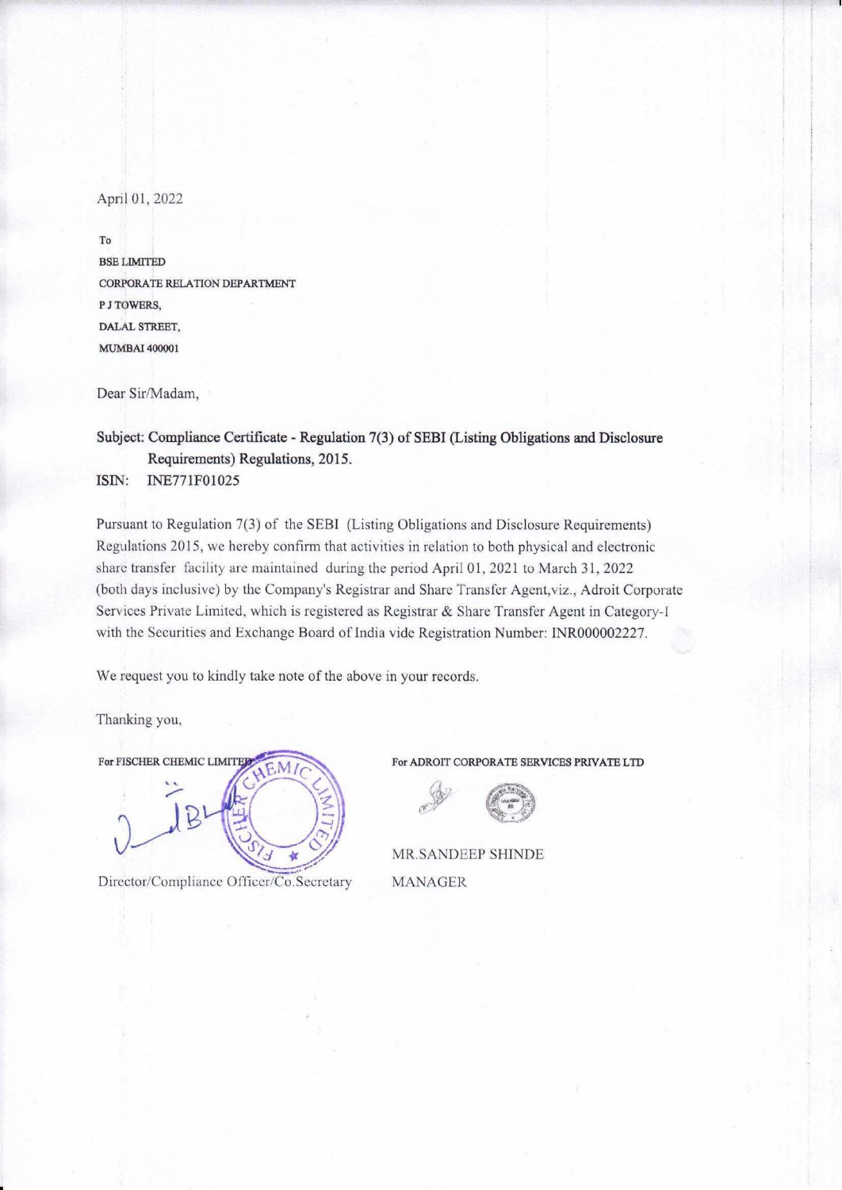April 01, 2022

To

BSE LIMITED

CORPORATE RELATION DEPARTMENT

P J TOWERS,

DALAL STREET,

MUMBAI 400001

Dear Sir/Madam,

**Subject: Compliance Certificate - Regulation 7(3) of SEBI (Listing Obligations and Disclosure Requirements) Regulations, 2015.**

**ISIN: INE771F01025**

Pursuant to Regulation 7(3) of the SEBI (Listing Obligations and Disclosure Requirements) Regulations 2015, we hereby confirm that activities in relation to both physical and electronic share transfer facility are maintained during the period April 01, 2021 to March 31, 2022 (both days inclusive) by the Company's Registrar and Share Transfer Agent,viz., Adroit Corporate Services Private Limited, which is registered as Registrar & Share Transfer Agent in Category-I with the Securities and Exchange Board of India vide Registration Number: INR000002227.

We request you to kindly take note of the above in your records.

Thanking you,

For FISCHER CHEMIC LIMITED

Director/Compliance Officer/Co.Secretary

For ADROIT CORPORATE SERVICES PRIVATE LTD

MR.SANDEEP SHINDE

MANAGER